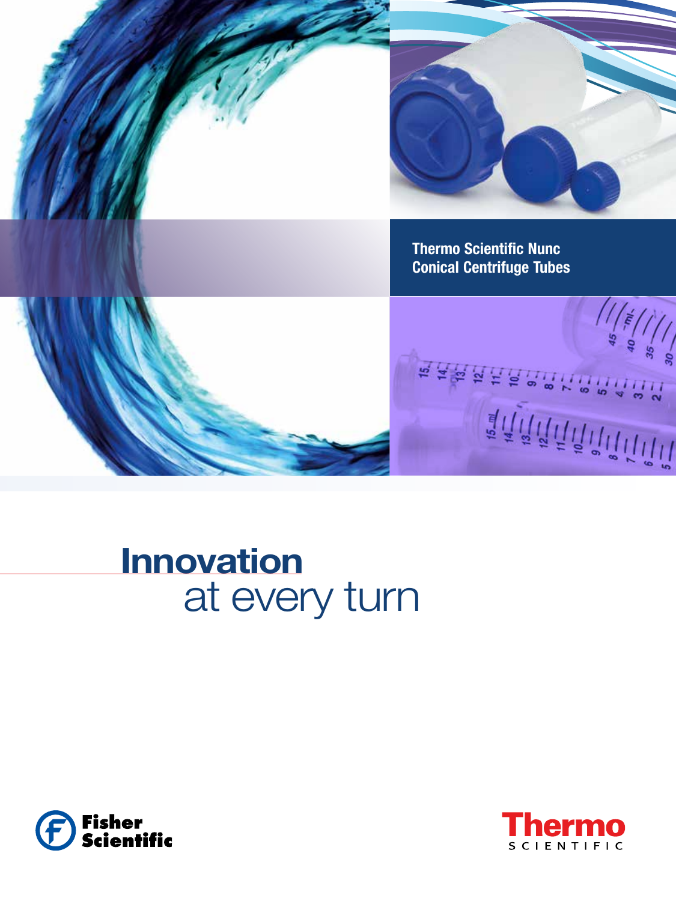**Thermo Scientific Nunc Conical Centrifuge Tubes**

# Innovation at every turn

Fisher Scientific

Thermo SCIENTIFIC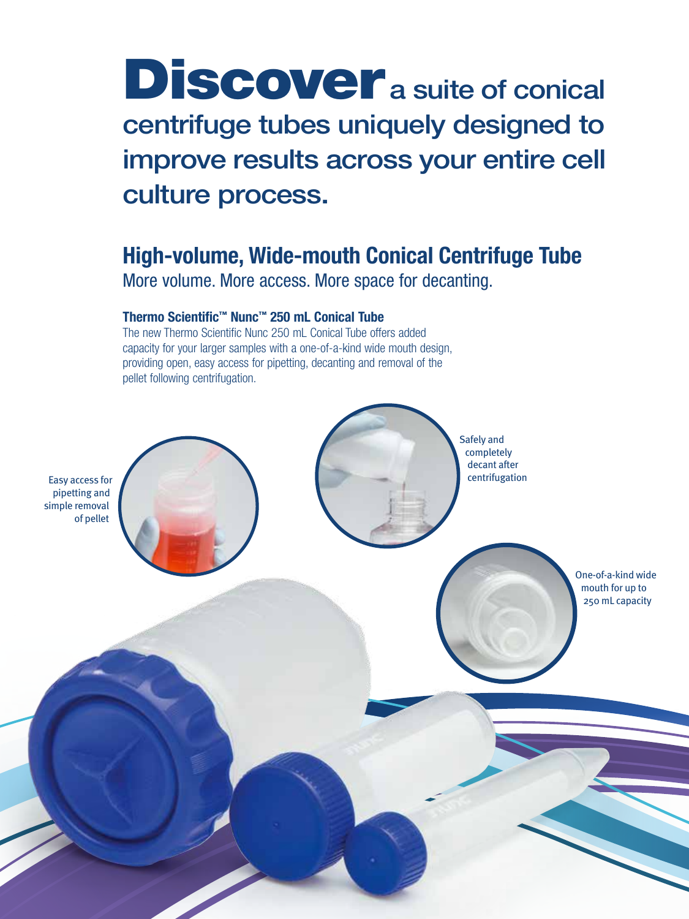# Discover a suite of conical centrifuge tubes uniquely designed to improve results across your entire cell culture process.

## High-volume, Wide-mouth Conical Centrifuge Tube

More volume. More access. More space for decanting.

### Thermo Scientific™ Nunc™ 250 mL Conical Tube

The new Thermo Scientific Nunc 250 mL Conical Tube offers added capacity for your larger samples with a one-of-a-kind wide mouth design, providing open, easy access for pipetting, decanting and removal of the pellet following centrifugation.

Easy access for pipetting and simple removal of pellet

Safely and completely decant after centrifugation

One-of-a-kind wide mouth for up to 250 mL capacity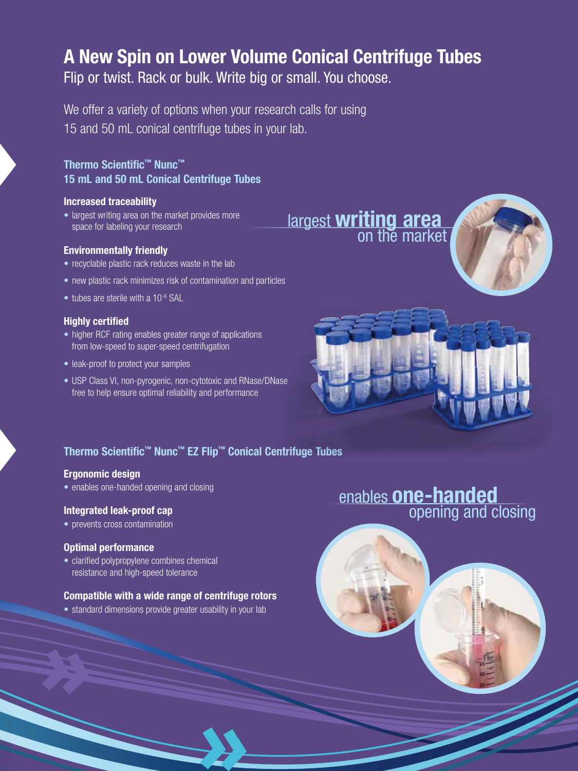# A New Spin on Lower Volume Conical Centrifuge Tubes

Flip or twist. Rack or bulk. Write big or small. You choose.

We offer a variety of options when your research calls for using 15 and 50 mL conical centrifuge tubes in your lab.

## Thermo Scientific™ Nunc™ 15 mL and 50 mL Conical Centrifuge Tubes

**Increased traceability**

- largest writing area on the market provides more space for labeling your research

**Environmentally friendly**

- recyclable plastic rack reduces waste in the lab
- new plastic rack minimizes risk of contamination and particles
- tubes are sterile with a $10^{-6}$ SAL

**Highly certified**

- higher RCF rating enables greater range of applications from low-speed to super-speed centrifugation
- leak-proof to protect your samples
- USP Class VI, non-pyrogenic, non-cytotoxic and RNase/DNase free to help ensure optimal reliability and performance

largest **writing area** on the market

## Thermo Scientific™ Nunc™ EZ Flip™ Conical Centrifuge Tubes

**Ergonomic design**

- enables one-handed opening and closing

**Integrated leak-proof cap**

- prevents cross contamination

**Optimal performance**

- clarified polypropylene combines chemical resistance and high-speed tolerance

**Compatible with a wide range of centrifuge rotors**

- standard dimensions provide greater usability in your lab

enables **one-handed** opening and closing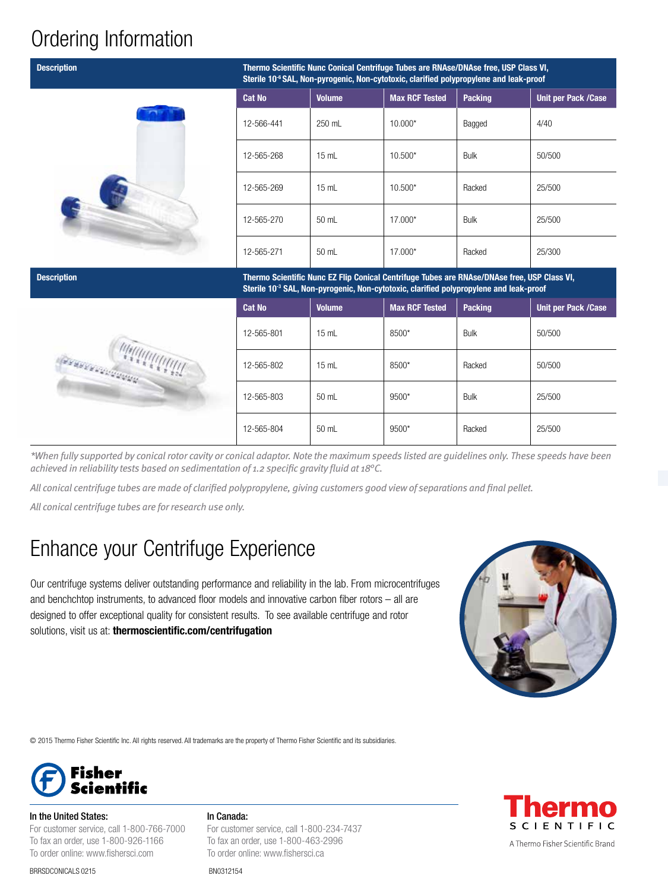# Ordering Information

| Description | Thermo Scientific Nunc Conical Centrifuge Tubes are RNAse/DNAse free, USP Class VI, Sterile $10^{-6}$ SAL, Non-pyrogenic, Non-cytotoxic, clarified polypropylene and leak-proof | | | |
|---|---|---|---|---|
| **Cat No** | **Volume** | **Max RCF Tested** | **Packing** | **Unit per Pack /Case** |
| 12-566-441 | 250 mL | 10.000* | Bagged | 4/40 |
| 12-565-268 | 15 mL | 10.500* | Bulk | 50/500 |
| 12-565-269 | 15 mL | 10.500* | Racked | 25/500 |
| 12-565-270 | 50 mL | 17.000* | Bulk | 25/500 |
| 12-565-271 | 50 mL | 17.000* | Racked | 25/300 |

| Description | Thermo Scientific Nunc EZ Flip Conical Centrifuge Tubes are RNAse/DNAse free, USP Class VI, Sterile $10^{-3}$ SAL, Non-pyrogenic, Non-cytotoxic, clarified polypropylene and leak-proof | | | |
|---|---|---|---|---|
| **Cat No** | **Volume** | **Max RCF Tested** | **Packing** | **Unit per Pack /Case** |
| 12-565-801 | 15 mL | 8500* | Bulk | 50/500 |
| 12-565-802 | 15 mL | 8500* | Racked | 50/500 |
| 12-565-803 | 50 mL | 9500* | Bulk | 25/500 |
| 12-565-804 | 50 mL | 9500* | Racked | 25/500 |

*\*When fully supported by conical rotor cavity or conical adaptor. Note the maximum speeds listed are guidelines only. These speeds have been achieved in reliability tests based on sedimentation of 1.2 specific gravity fluid at 18ºC.*

*All conical centrifuge tubes are made of clarified polypropylene, giving customers good view of separations and final pellet.*

*All conical centrifuge tubes are for research use only.*

# Enhance your Centrifuge Experience

Our centrifuge systems deliver outstanding performance and reliability in the lab. From microcentrifuges and benchchtop instruments, to advanced floor models and innovative carbon fiber rotors – all are designed to offer exceptional quality for consistent results. To see available centrifuge and rotor solutions, visit us at: **thermoscientific.com/centrifugation**

© 2015 Thermo Fisher Scientific Inc. All rights reserved. All trademarks are the property of Thermo Fisher Scientific and its subsidiaries.

Fisher Scientific

**In the United States:**
For customer service, call 1-800-766-7000
To fax an order, use 1-800-926-1166
To order online: www.fishersci.com

**In Canada:**
For customer service, call 1-800-234-7437
To fax an order, use 1-800-463-2996
To order online: www.fishersci.ca

Thermo SCIENTIFIC
A Thermo Fisher Scientific Brand

BRRSDCONICALS 0215

BN0312154